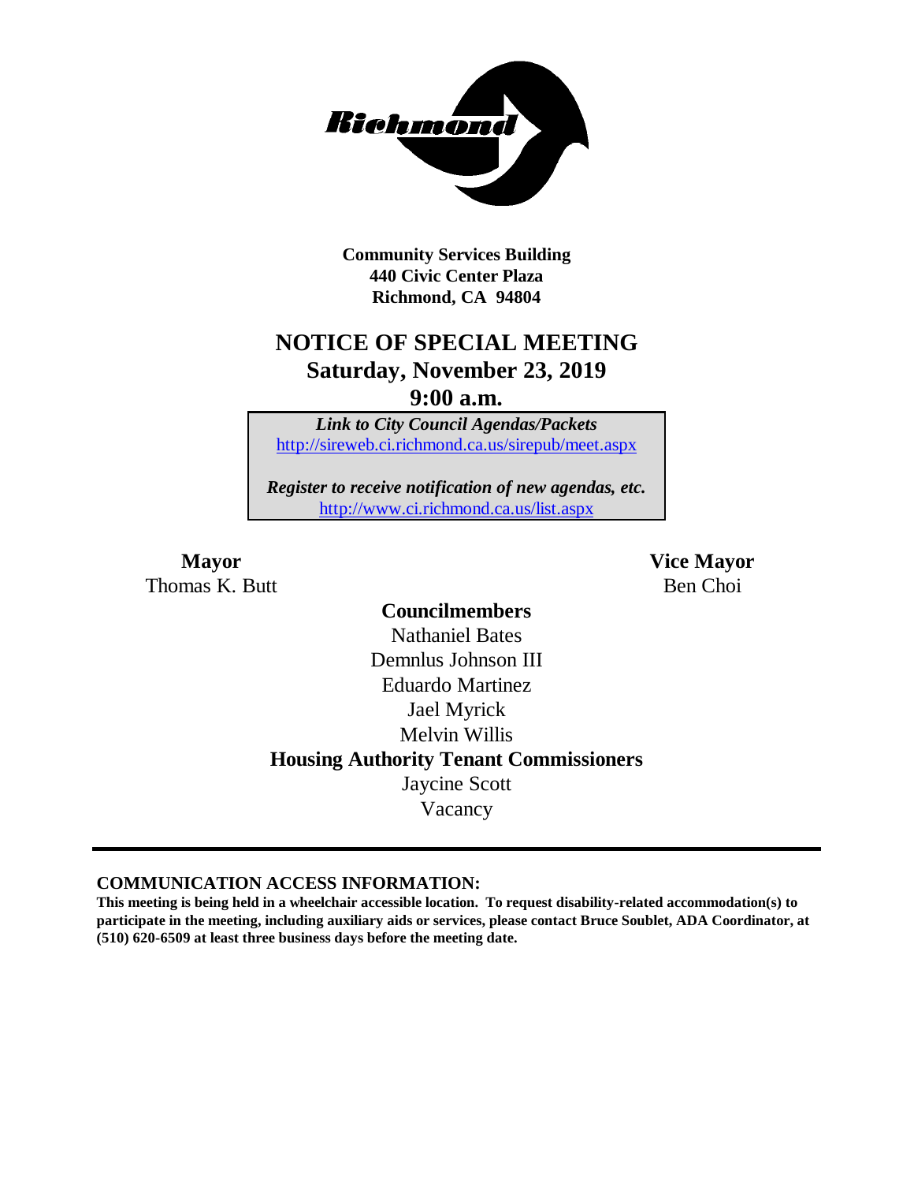**Community Services Building**
**440 Civic Center Plaza**
**Richmond, CA 94804**

# NOTICE OF SPECIAL MEETING
## Saturday, November 23, 2019
## 9:00 a.m.

***Link to City Council Agendas/Packets***
http://sireweb.ci.richmond.ca.us/sirepub/meet.aspx

***Register to receive notification of new agendas, etc.***
http://www.ci.richmond.ca.us/list.aspx

**Mayor**
Thomas K. Butt

**Vice Mayor**
Ben Choi

**Councilmembers**
Nathaniel Bates
Demnlus Johnson III
Eduardo Martinez
Jael Myrick
Melvin Willis

**Housing Authority Tenant Commissioners**
Jaycine Scott
Vacancy

---

**COMMUNICATION ACCESS INFORMATION:**

**This meeting is being held in a wheelchair accessible location. To request disability-related accommodation(s) to participate in the meeting, including auxiliary aids or services, please contact Bruce Soublet, ADA Coordinator, at (510) 620-6509 at least three business days before the meeting date.**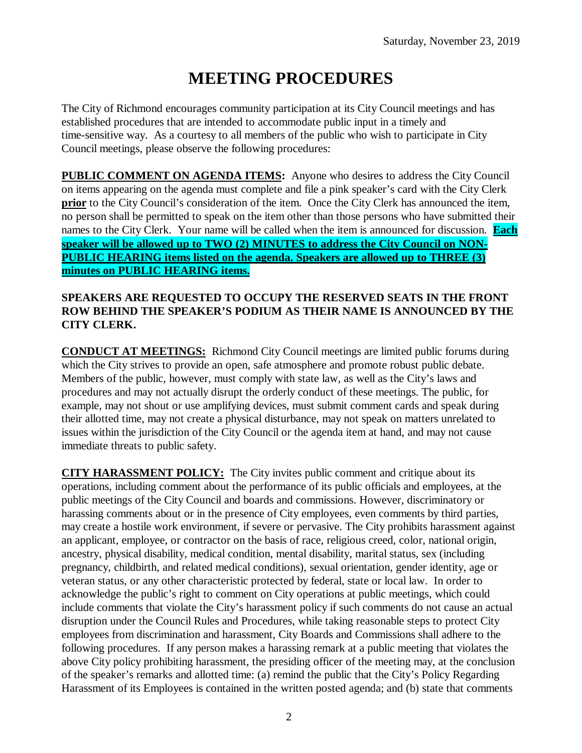# MEETING PROCEDURES

The City of Richmond encourages community participation at its City Council meetings and has established procedures that are intended to accommodate public input in a timely and time-sensitive way. As a courtesy to all members of the public who wish to participate in City Council meetings, please observe the following procedures:

**PUBLIC COMMENT ON AGENDA ITEMS:** Anyone who desires to address the City Council on items appearing on the agenda must complete and file a pink speaker's card with the City Clerk **prior** to the City Council's consideration of the item. Once the City Clerk has announced the item, no person shall be permitted to speak on the item other than those persons who have submitted their names to the City Clerk. Your name will be called when the item is announced for discussion. **Each speaker will be allowed up to TWO (2) MINUTES to address the City Council on NON-PUBLIC HEARING items listed on the agenda. Speakers are allowed up to THREE (3) minutes on PUBLIC HEARING items.**

**SPEAKERS ARE REQUESTED TO OCCUPY THE RESERVED SEATS IN THE FRONT ROW BEHIND THE SPEAKER'S PODIUM AS THEIR NAME IS ANNOUNCED BY THE CITY CLERK.**

**CONDUCT AT MEETINGS:** Richmond City Council meetings are limited public forums during which the City strives to provide an open, safe atmosphere and promote robust public debate. Members of the public, however, must comply with state law, as well as the City's laws and procedures and may not actually disrupt the orderly conduct of these meetings. The public, for example, may not shout or use amplifying devices, must submit comment cards and speak during their allotted time, may not create a physical disturbance, may not speak on matters unrelated to issues within the jurisdiction of the City Council or the agenda item at hand, and may not cause immediate threats to public safety.

**CITY HARASSMENT POLICY:** The City invites public comment and critique about its operations, including comment about the performance of its public officials and employees, at the public meetings of the City Council and boards and commissions. However, discriminatory or harassing comments about or in the presence of City employees, even comments by third parties, may create a hostile work environment, if severe or pervasive. The City prohibits harassment against an applicant, employee, or contractor on the basis of race, religious creed, color, national origin, ancestry, physical disability, medical condition, mental disability, marital status, sex (including pregnancy, childbirth, and related medical conditions), sexual orientation, gender identity, age or veteran status, or any other characteristic protected by federal, state or local law. In order to acknowledge the public's right to comment on City operations at public meetings, which could include comments that violate the City's harassment policy if such comments do not cause an actual disruption under the Council Rules and Procedures, while taking reasonable steps to protect City employees from discrimination and harassment, City Boards and Commissions shall adhere to the following procedures. If any person makes a harassing remark at a public meeting that violates the above City policy prohibiting harassment, the presiding officer of the meeting may, at the conclusion of the speaker's remarks and allotted time: (a) remind the public that the City's Policy Regarding Harassment of its Employees is contained in the written posted agenda; and (b) state that comments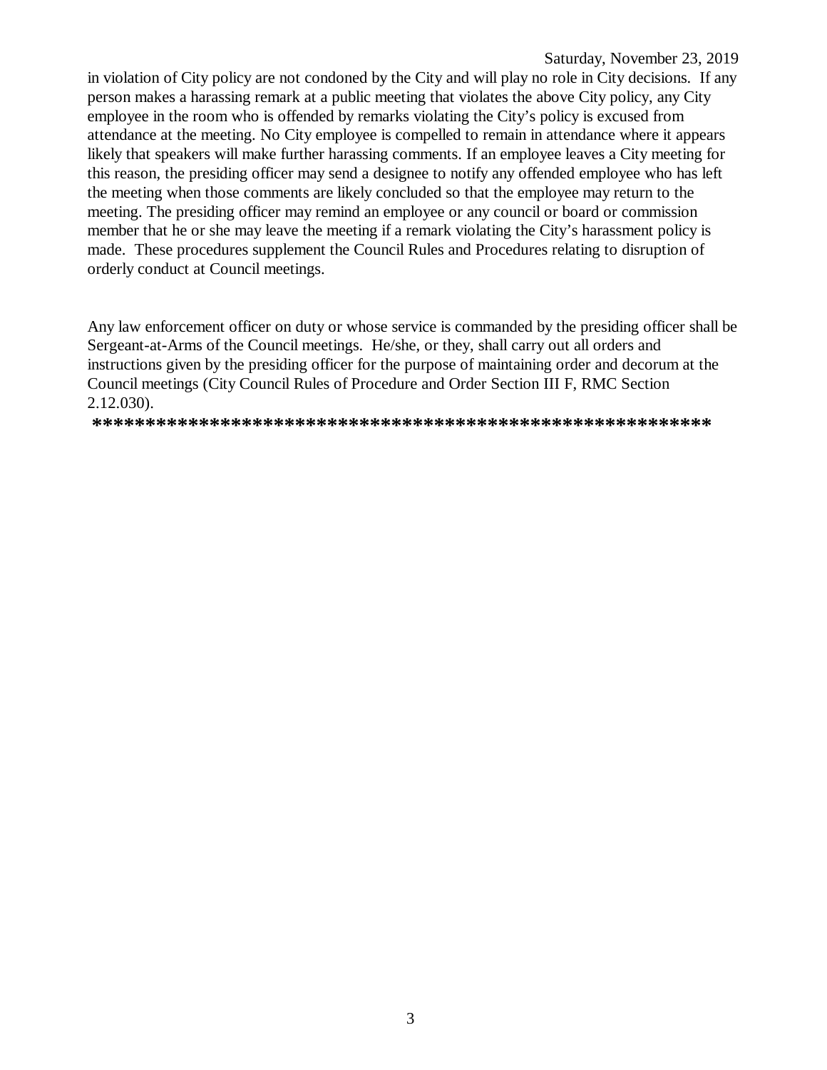in violation of City policy are not condoned by the City and will play no role in City decisions. If any person makes a harassing remark at a public meeting that violates the above City policy, any City employee in the room who is offended by remarks violating the City's policy is excused from attendance at the meeting. No City employee is compelled to remain in attendance where it appears likely that speakers will make further harassing comments. If an employee leaves a City meeting for this reason, the presiding officer may send a designee to notify any offended employee who has left the meeting when those comments are likely concluded so that the employee may return to the meeting. The presiding officer may remind an employee or any council or board or commission member that he or she may leave the meeting if a remark violating the City's harassment policy is made. These procedures supplement the Council Rules and Procedures relating to disruption of orderly conduct at Council meetings.

Any law enforcement officer on duty or whose service is commanded by the presiding officer shall be Sergeant-at-Arms of the Council meetings. He/she, or they, shall carry out all orders and instructions given by the presiding officer for the purpose of maintaining order and decorum at the Council meetings (City Council Rules of Procedure and Order Section III F, RMC Section 2.12.030).

**************************************************************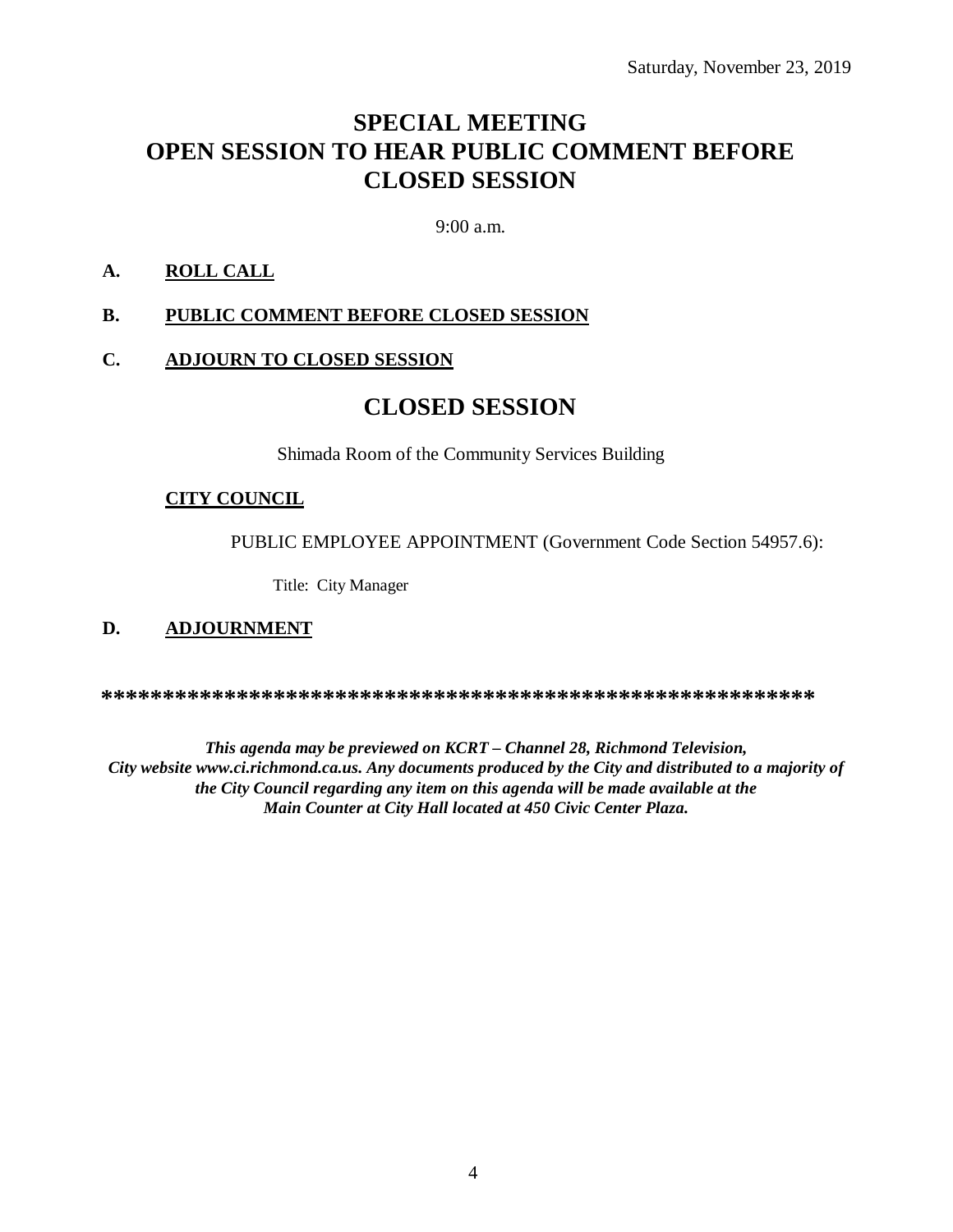Saturday, November 23, 2019

# SPECIAL MEETING
# OPEN SESSION TO HEAR PUBLIC COMMENT BEFORE CLOSED SESSION

9:00 a.m.

**A. ROLL CALL**

**B. PUBLIC COMMENT BEFORE CLOSED SESSION**

**C. ADJOURN TO CLOSED SESSION**

# CLOSED SESSION

Shimada Room of the Community Services Building

**CITY COUNCIL**

PUBLIC EMPLOYEE APPOINTMENT (Government Code Section 54957.6):

Title: City Manager

**D. ADJOURNMENT**

**************************************************************

***This agenda may be previewed on KCRT – Channel 28, Richmond Television, City website www.ci.richmond.ca.us. Any documents produced by the City and distributed to a majority of the City Council regarding any item on this agenda will be made available at the Main Counter at City Hall located at 450 Civic Center Plaza.***